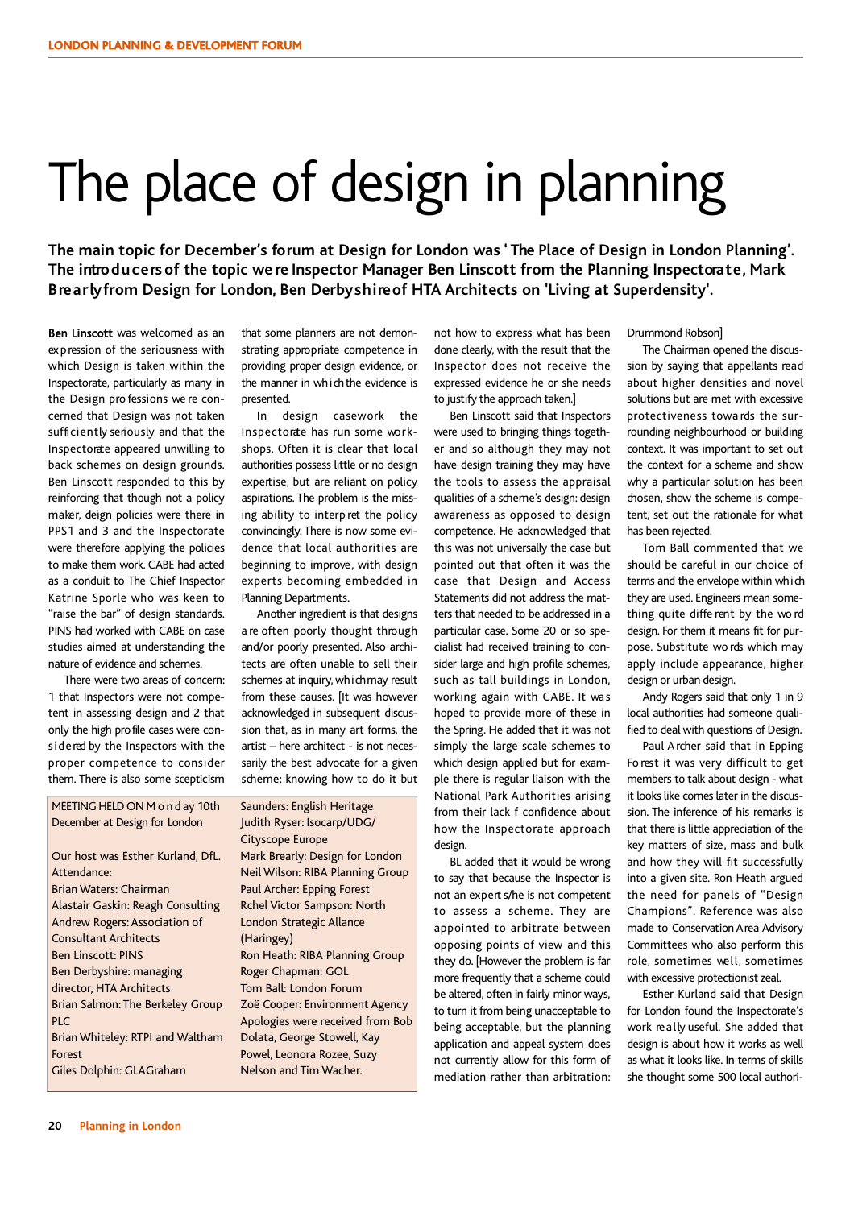# The place of design in planning

**The main topic for December's forum at Design for London was 'The Place of Design in London Planning'. The introducers of the topic were Inspector Manager Ben Linscott from the Planning Inspectorate, Mark Brearly from Design for London, Ben Derbyshire of HTA Architects on 'Living at Superdensity'.**

**Ben Linscott** was welcomed as an expression of the seriousness with which Design is taken within the Inspectorate, particularly as many in the Design professions were concerned that Design was not taken sufficiently seriously and that the Inspectorate appeared unwilling to back schemes on design grounds. Ben Linscott responded to this by reinforcing that though not a policy maker, deign policies were there in PPS1 and 3 and the Inspectorate were therefore applying the policies to make them work. CABE had acted as a conduit to The Chief Inspector Katrine Sporle who was keen to "raise the bar" of design standards. PINS had worked with CABE on case studies aimed at understanding the nature of evidence and schemes.

There were two areas of concern: 1 that Inspectors were not competent in assessing design and 2 that only the high profile cases were considered by the Inspectors with the proper competence to consider them. There is also some scepticism that some planners are not demonstrating appropriate competence in providing proper design evidence, or the manner in which the evidence is presented.

In design casework the Inspectorate has run some workshops. Often it is clear that local authorities possess little or no design expertise, but are reliant on policy aspirations. The problem is the missing ability to interpret the policy convincingly. There is now some evidence that local authorities are beginning to improve, with design experts becoming embedded in Planning Departments.

Another ingredient is that designs are often poorly thought through and/or poorly presented. Also architects are often unable to sell their schemes at inquiry, which may result from these causes. [It was however acknowledged in subsequent discussion that, as in many art forms, the artist – here architect - is not necessarily the best advocate for a given scheme: knowing how to do it but not how to express what has been done clearly, with the result that the Inspector does not receive the expressed evidence he or she needs to justify the approach taken.]

Ben Linscott said that Inspectors were used to bringing things together and so although they may not have design training they may have the tools to assess the appraisal qualities of a scheme's design: design awareness as opposed to design competence. He acknowledged that this was not universally the case but pointed out that often it was the case that Design and Access Statements did not address the matters that needed to be addressed in a particular case. Some 20 or so specialist had received training to consider large and high profile schemes, such as tall buildings in London, working again with CABE. It was hoped to provide more of these in the Spring. He added that it was not simply the large scale schemes to which design applied but for example there is regular liaison with the National Park Authorities arising from their lack f confidence about how the Inspectorate approach design.

BL added that it would be wrong to say that because the Inspector is not an expert s/he is not competent to assess a scheme. They are appointed to arbitrate between opposing points of view and this they do. [However the problem is far more frequently that a scheme could be altered, often in fairly minor ways, to turn it from being unacceptable to being acceptable, but the planning application and appeal system does not currently allow for this form of mediation rather than arbitration: Drummond Robson]

The Chairman opened the discussion by saying that appellants read about higher densities and novel solutions but are met with excessive protectiveness towards the surrounding neighbourhood or building context. It was important to set out the context for a scheme and show why a particular solution has been chosen, show the scheme is competent, set out the rationale for what has been rejected.

Tom Ball commented that we should be careful in our choice of terms and the envelope within which they are used. Engineers mean something quite different by the word design. For them it means fit for purpose. Substitute words which may apply include appearance, higher design or urban design.

Andy Rogers said that only 1 in 9 local authorities had someone qualified to deal with questions of Design.

Paul Archer said that in Epping Forest it was very difficult to get members to talk about design - what it looks like comes later in the discussion. The inference of his remarks is that there is little appreciation of the key matters of size, mass and bulk and how they will fit successfully into a given site. Ron Heath argued the need for panels of "Design Champions". Reference was also made to Conservation Area Advisory Committees who also perform this role, sometimes well, sometimes with excessive protectionist zeal.

Esther Kurland said that Design for London found the Inspectorate's work really useful. She added that design is about how it works as well as what it looks. In terms of skills she thought some 500 local authori-

---

MEETING HELD ON Monday 10th December at Design for London

Our host was Esther Kurland, DfL.

Attendance:

Brian Waters: Chairman
Alastair Gaskin: Reagh Consulting
Andrew Rogers: Association of Consultant Architects
Ben Linscott: PINS
Ben Derbyshire: managing director, HTA Architects
Brian Salmon: The Berkeley Group PLC
Brian Whiteley: RTPI and Waltham Forest
Giles Dolphin: GLAGraham Saunders: English Heritage
Judith Ryser: Isocarp/UDG/ Cityscope Europe
Mark Brearly: Design for London
Neil Wilson: RIBA Planning Group
Paul Archer: Epping Forest
Rchel Victor Sampson: North London Strategic Allance (Haringey)
Ron Heath: RIBA Planning Group
Roger Chapman: GOL
Tom Ball: London Forum
Zoë Cooper: Environment Agency

Apologies were received from Bob Dolata, George Stowell, Kay Powel, Leonora Rozee, Suzy Nelson and Tim Wacher.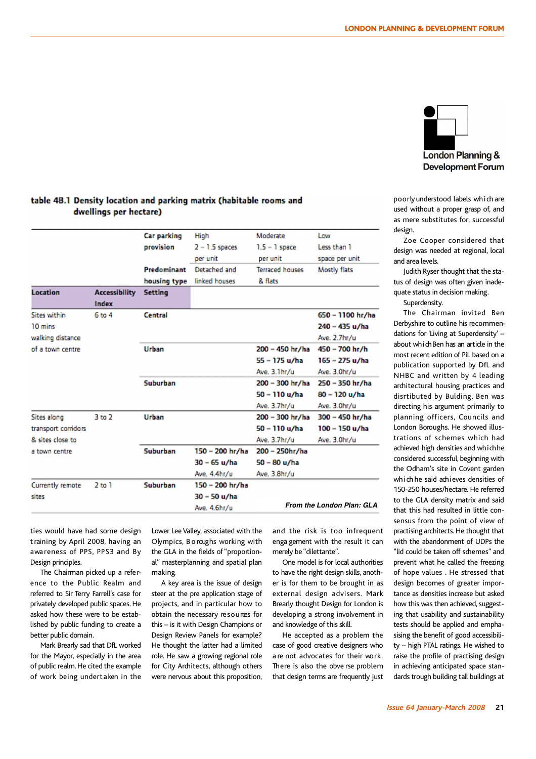**table 4B.1 Density location and parking matrix (habitable rooms and dwellings per hectare)**

| | | Car parking provision | High 2 – 1.5 spaces per unit | Moderate 1.5 – 1 space per unit | Low Less than 1 space per unit |
|---|---|---|---|---|---|
| | | Predominant housing type | Detached and linked houses | Terraced houses & flats | Mostly flats |
| **Location** | **Accessibility Index** | **Setting** | | | |
| Sites within 10 mins walking distance of a town centre | 6 to 4 | **Central** | | | **650 – 1100 hr/ha** **240 – 435 u/ha** Ave. 2.7hr/u |
| | | **Urban** | | **200 – 450 hr/ha** **55 – 175 u/ha** Ave. 3.1hr/u | **450 – 700 hr/h** **165 – 275 u/ha** Ave. 3.0hr/u |
| | | **Suburban** | | **200 – 300 hr/ha** **50 – 110 u/ha** Ave. 3.7hr/u | **250 – 350 hr/ha** **80 – 120 u/ha** Ave. 3.0hr/u |
| Sites along transport corridors & sites close to a town centre | 3 to 2 | **Urban** | | **200 – 300 hr/ha** **50 – 110 u/ha** Ave. 3.7hr/u | **300 – 450 hr/ha** **100 – 150 u/ha** Ave. 3.0hr/u |
| | | **Suburban** | **150 – 200 hr/ha** **30 – 65 u/ha** Ave. 4.4hr/u | **200 – 250hr/ha** **50 – 80 u/ha** Ave. 3.8hr/u | |
| Currently remote sites | 2 to 1 | **Suburban** | **150 – 200 hr/ha** **30 – 50 u/ha** Ave. 4.6hr/u | | |

***From the London Plan: GLA***

ties would have had some design training by April 2008, having an awareness of PPS, PPS3 and By Design principles.

The Chairman picked up a reference to the Public Realm and referred to Sir Terry Farrell's case for privately developed public spaces. He asked how these were to be established by public funding to create a better public domain.

Mark Brearly sad that DfL worked for the Mayor, especially in the area of public realm. He cited the example of work being undertaken in the Lower Lee Valley, associated with the Olympics, Boroughs working with the GLA in the fields of "proportional" masterplanning and spatial plan making.

A key area is the issue of design steer at the pre application stage of projects, and in particular how to obtain the necessary resources for this – is it with Design Champions or Design Review Panels for example? He thought the latter had a limited role. He saw a growing regional role for City Architects, although others were nervous about this proposition, and the risk is too infrequent engagement with the result it can merely be "dilettante".

One model is for local authorities to have the right design skills, another is for them to be brought in as external design advisers. Mark Brearly thought Design for London is developing a strong involvement in and knowledge of this skill.

He accepted as a problem the case of good creative designers who are not advocates for their work. There is also the obverse problem that design terms are frequently just poorly understood labels which are used without a proper grasp of, and as mere substitutes for, successful design.

Zoe Cooper considered that design was needed at regional, local and area levels.

Judith Ryser thought that the status of design was often given inadequate status in decision making.

Superdensity.

The Chairman invited Ben Derbyshire to outline his recommendations for 'Living at Superdensity' – about which Ben has an article in the most recent edition of PiL based on a publication supported by DfL and NHBC and written by 4 leading architectural housing practices and disrtibuted by Bulding. Ben was directing his argument primarily to planning officers, Councils and London Boroughs. He showed illustrations of schemes which had achieved high densities and which he considered successful, beginning with the Odham's site in Covent garden which he said achieves densities of 150-250 houses/hectare. He referred to the GLA density matrix and said that this had resulted in little consensus from the point of view of practising architects. He thought that with the abandonment of UDPs the "lid could be taken off schemes" and prevent what he called the freezing of hope values . He stressed that design becomes of greater importance as densities increase but asked how this was then achieved, suggesting that usability and sustainability tests should be applied and emphasising the benefit of good accessibility – high PTAL ratings. He wished to raise the profile of practising design in achieving anticipated space standards trough building tall buildings at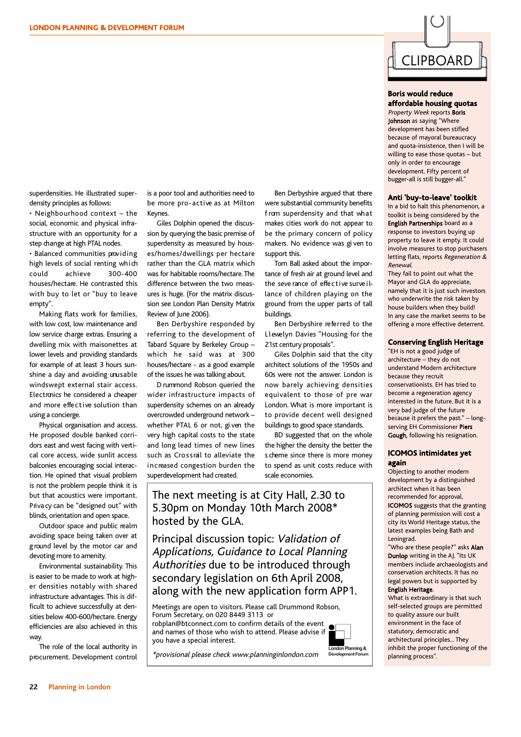superdensities. He illustrated superdensity principles as follows:

- Neighbourhood context – the social, economic and physical infrastructure with an opportunity for a step change at high PTAL nodes.
- Balanced communities providing high levels of social renting which could achieve 300-400 houses/hectare. He contrasted this with buy to let or "buy to leave empty".

Making flats work for families, with low cost, low maintenance and low service charge extras. Ensuring a dwelling mix with maisonettes at lower levels and providing standards for example of at least 3 hours sunshine a day and avoiding unusable windswept external stair access. Electronics he considered a cheaper and more effective solution than using a concierge.

Physical organisation and access. He proposed double banked corridors east and west facing with vertical core access, wide sunlit access balconies encouraging social interaction. He opined that visual problem is not the problem people think it is but that acoustics were important. Privacy can be "designed out" with blinds, orientation and open space.

Outdoor space and public realm avoiding space being taken over at ground level by the motor car and devoting more to amenity.

Environmental sustainability. This is easier to be made to work at higher densities notably with shared infrastructure advantages. This is difficult to achieve successfully at densities below 400-600/hectare. Energy efficiencies are also achieved in this way.

The role of the local authority in procurement. Development control is a poor tool and authorities need to be more pro-active as at Milton Keynes.

Giles Dolphin opened the discussion by querying the basic premise of superdensity as measured by houses/homes/dwellings per hectare rather than the GLA matrix which was for habitable rooms/hectare. The difference between the two measures is huge. (For the matrix discussion see London Plan Density Matrix Review of June 2006).

Ben Derbyshire responded by referring to the development of Tabard Square by Berkeley Group – which he said was at 300 houses/hectare - as a good example of the issues he was talking about.

Drummond Robson queried the wider infrastructure impacts of superdensity schemes on an already overcrowded underground network – whether PTAL 6 or not, given the very high capital costs to the state and long lead times of new lines such as Crossrail to alleviate the increased congestion burden the superdevelopment had created.

Ben Derbyshire argued that there were substantial community benefits from superdensity and that what makes cities work do not appear to be the primary concern of policy makers. No evidence was given to support this.

Tom Ball asked about the importance of fresh air at ground level and the severance of effective surveillance of children playing on the ground from the upper parts of tall buildings.

Ben Derbyshire referred to the Llewelyn Davies "Housing for the 21st century proposals".

Giles Dolphin said that the city architect solutions of the 1950s and 60s were not the answer. London is now barely achieving densities equivalent to those of pre war London. What is more important is to provide decent well designed buildings to good space standards.

BD suggested that on the whole the higher the density the better the scheme since there is more money to spend as unit costs reduce with scale economies.

---

The next meeting is at City Hall, 2.30 to 5.30pm on Monday 10th March 2008* hosted by the GLA.

Principal discussion topic: *Validation of Applications, Guidance to Local Planning Authorities* due to be introduced through secondary legislation on 6th April 2008, along with the new application form APP1.

Meetings are open to visitors. Please call Drummond Robson, Forum Secretary, on 020 8449 3113 or robplan@btconnect.com to confirm details of the event and names of those who wish to attend. Please advise if you have a special interest.

*\*provisional please check www.planninginlondon.com*

London Planning & Development Forum

---

# CLIPBOARD

## Boris would reduce affordable housing quotas

*Property Week* reports **Boris Johnson** as saying "Where development has been stifled because of mayoral bureaucracy and quota-insistence, then I will be willing to ease those quotas – but only in order to encourage development. Fifty percent of bugger-all is still bugger-all."

## Anti 'buy-to-leave' toolkit

In a bid to halt this phenomenon, a toolkit is being considered by the **English Partnerships** board as a response to investors buying up property to leave it empty. It could involve measures to stop purchasers letting flats, reports *Regeneration & Renewal*.

They fail to point out what the Mayor and GLA do appreciate, namely that it is just such investors who underwrite the risk taken by house builders when they build!

In any case the market seems to be offering a more effective deterrent.

## Conserving English Heritage

"EH is not a good judge of architecture – they do not understand Modern architecture because they recruit conservationists. EH has tried to become a regeneration agency interested in the future. But it is a very bad judge of the future because it prefers the past." – long-serving EH Commissioner **Piers Gough**, following his resignation.

## ICOMOS intimidates yet again

Objecting to another modern development by a distinguished architect when it has been recommended for approval, **ICOMOS** suggests that the granting of planning permission will cost a city its World Heritage status, the latest examples being Bath and Leningrad.

"Who are these people?" asks **Alan Dunlop** writing in the AJ. "Its UK members include archaeologists and conservation architects. It has no legal powers but is supported by **English Heritage**.

What is extraordinary is that such self-selected groups are permitted to quality assure our built environment in the face of statutory, democratic and architectural principles... They inhibit the proper functioning of the planning process".